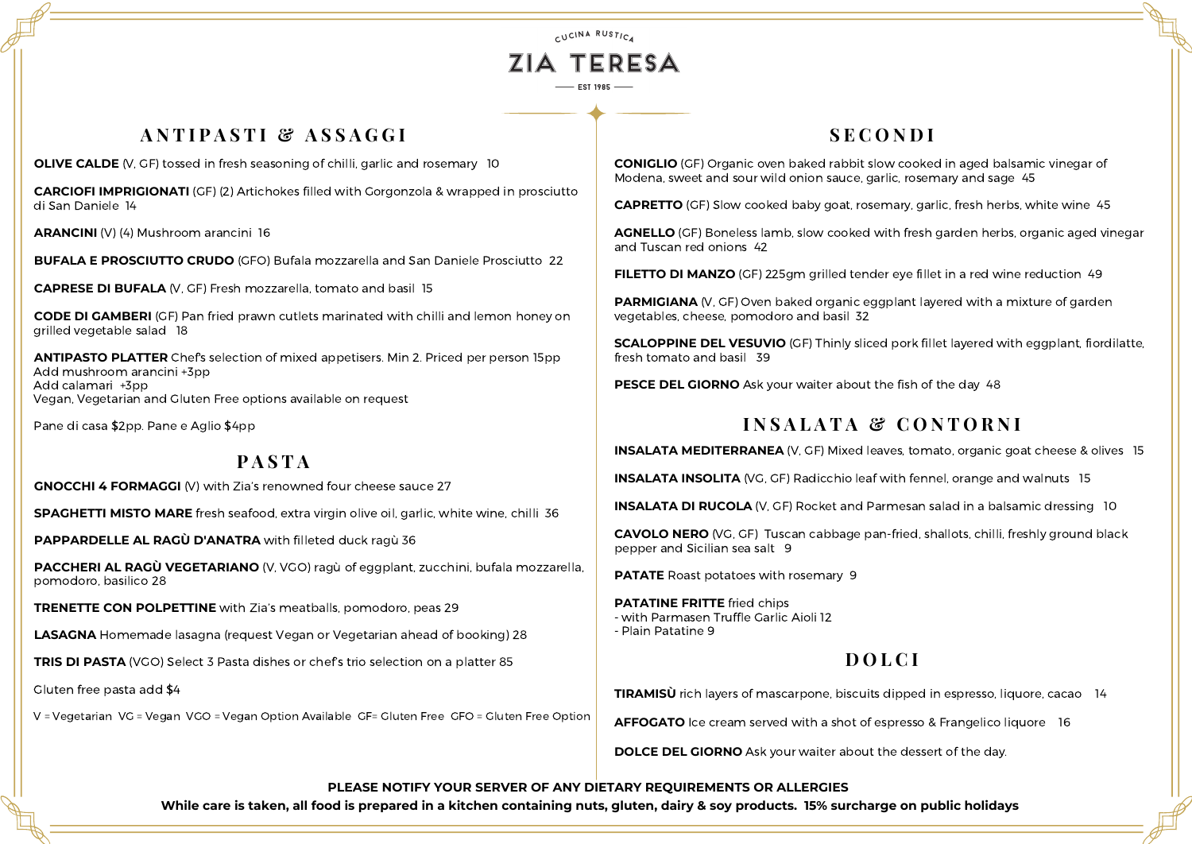CUCINA RUSTICA

# ZIA TERESA

EST 1985

## ANTIPASTI & ASSAGGI

**OLIVE CALDE** (V, GF) tossed in fresh seasoning of chilli, garlic and rosemary 10

**CARCIOFI IMPRIGIONATI** (GF) (2) Artichokes filled with Gorgonzola & wrapped in prosciutto di San Daniele 14

**ARANCINI** (V) (4) Mushroom arancini 16

**BUFALA E PROSCIUTTO CRUDO** (GFO) Bufala mozzarella and San Daniele Prosciutto 22

**CAPRESE DI BUFALA** (V, GF) Fresh mozzarella, tomato and basil 15

**CODE DI GAMBERI** (GF) Pan fried prawn cutlets marinated with chilli and lemon honey on grilled vegetable salad 18

**ANTIPASTO PLATTER** Chef's selection of mixed appetisers. Min 2. Priced per person 15pp
Add mushroom arancini +3pp
Add calamari +3pp
Vegan, Vegetarian and Gluten Free options available on request

Pane di casa $2pp. Pane e Aglio $4pp

## PASTA

**GNOCCHI 4 FORMAGGI** (V) with Zia's renowned four cheese sauce 27

**SPAGHETTI MISTO MARE** fresh seafood, extra virgin olive oil, garlic, white wine, chilli 36

**PAPPARDELLE AL RAGÙ D'ANATRA** with filleted duck ragù 36

**PACCHERI AL RAGÙ VEGETARIANO** (V, VGO) ragù of eggplant, zucchini, bufala mozzarella, pomodoro, basilico 28

**TRENETTE CON POLPETTINE** with Zia's meatballs, pomodoro, peas 29

**LASAGNA** Homemade lasagna (request Vegan or Vegetarian ahead of booking) 28

**TRIS DI PASTA** (VGO) Select 3 Pasta dishes or chef's trio selection on a platter 85

Gluten free pasta add $4

V = Vegetarian VG = Vegan VGO = Vegan Option Available GF= Gluten Free GFO = Gluten Free Option

## SECONDI

**CONIGLIO** (GF) Organic oven baked rabbit slow cooked in aged balsamic vinegar of Modena, sweet and sour wild onion sauce, garlic, rosemary and sage 45

**CAPRETTO** (GF) Slow cooked baby goat, rosemary, garlic, fresh herbs, white wine 45

**AGNELLO** (GF) Boneless lamb, slow cooked with fresh garden herbs, organic aged vinegar and Tuscan red onions 42

**FILETTO DI MANZO** (GF) 225gm grilled tender eye fillet in a red wine reduction 49

**PARMIGIANA** (V, GF) Oven baked organic eggplant layered with a mixture of garden vegetables, cheese, pomodoro and basil 32

**SCALOPPINE DEL VESUVIO** (GF) Thinly sliced pork fillet layered with eggplant, fiordilatte, fresh tomato and basil 39

**PESCE DEL GIORNO** Ask your waiter about the fish of the day 48

## INSALATA & CONTORNI

**INSALATA MEDITERRANEA** (V, GF) Mixed leaves, tomato, organic goat cheese & olives 15

**INSALATA INSOLITA** (VG, GF) Radicchio leaf with fennel, orange and walnuts 15

**INSALATA DI RUCOLA** (V, GF) Rocket and Parmesan salad in a balsamic dressing 10

**CAVOLO NERO** (VG, GF) Tuscan cabbage pan-fried, shallots, chilli, freshly ground black pepper and Sicilian sea salt 9

**PATATE** Roast potatoes with rosemary 9

**PATATINE FRITTE** fried chips
- with Parmasen Truffle Garlic Aioli 12
- Plain Patatine 9

## DOLCI

**TIRAMISÙ** rich layers of mascarpone, biscuits dipped in espresso, liquore, cacao 14

**AFFOGATO** Ice cream served with a shot of espresso & Frangelico liquore 16

**DOLCE DEL GIORNO** Ask your waiter about the dessert of the day.

**PLEASE NOTIFY YOUR SERVER OF ANY DIETARY REQUIREMENTS OR ALLERGIES**

**While care is taken, all food is prepared in a kitchen containing nuts, gluten, dairy & soy products. 15% surcharge on public holidays**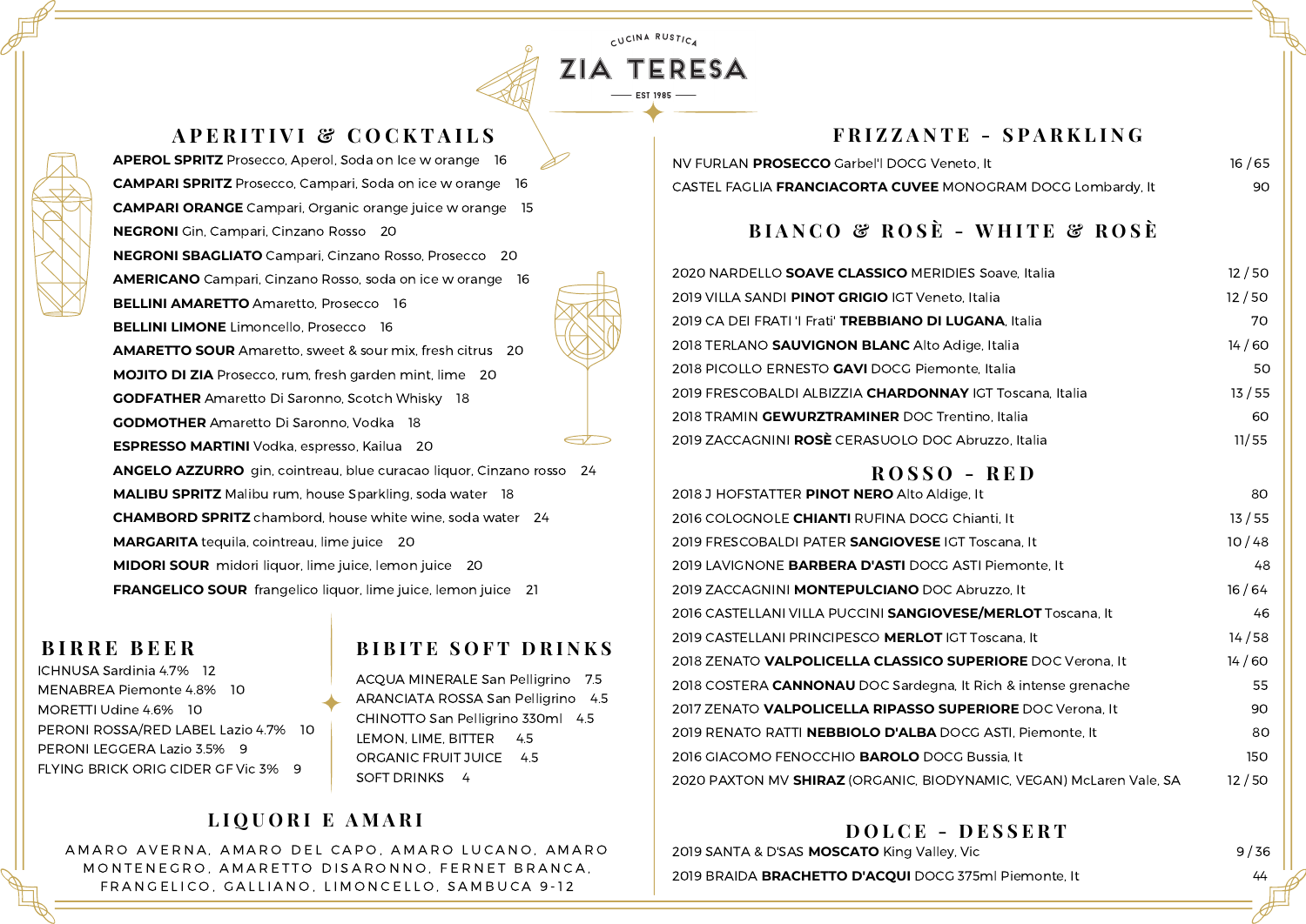CUCINA RUSTICA

# ZIA TERESA

EST 1985

## APERITIVI & COCKTAILS

**APEROL SPRITZ** Prosecco, Aperol, Soda on Ice w orange 16

**CAMPARI SPRITZ** Prosecco, Campari, Soda on ice w orange 16

**CAMPARI ORANGE** Campari, Organic orange juice w orange 15

**NEGRONI** Gin, Campari, Cinzano Rosso 20

**NEGRONI SBAGLIATO** Campari, Cinzano Rosso, Prosecco 20

**AMERICANO** Campari, Cinzano Rosso, soda on ice w orange 16

**BELLINI AMARETTO** Amaretto, Prosecco 16

**BELLINI LIMONE** Limoncello, Prosecco 16

**AMARETTO SOUR** Amaretto, sweet & sour mix, fresh citrus 20

**MOJITO DI ZIA** Prosecco, rum, fresh garden mint, lime 20

**GODFATHER** Amaretto Di Saronno, Scotch Whisky 18

**GODMOTHER** Amaretto Di Saronno, Vodka 18

**ESPRESSO MARTINI** Vodka, espresso, Kailua 20

**ANGELO AZZURRO** gin, cointreau, blue curacao liquor, Cinzano rosso 24

**MALIBU SPRITZ** Malibu rum, house Sparkling, soda water 18

**CHAMBORD SPRITZ** chambord, house white wine, soda water 24

**MARGARITA** tequila, cointreau, lime juice 20

**MIDORI SOUR** midori liquor, lime juice, lemon juice 20

**FRANGELICO SOUR** frangelico liquor, lime juice, lemon juice 21

## BIRRE BEER

ICHNUSA Sardinia 4.7% 12

MENABREA Piemonte 4.8% 10

MORETTI Udine 4.6% 10

PERONI ROSSA/RED LABEL Lazio 4.7% 10

PERONI LEGGERA Lazio 3.5% 9

FLYING BRICK ORIG CIDER GF Vic 3% 9

## BIBITE SOFT DRINKS

ACQUA MINERALE San Pellignino 7.5

ARANCIATA ROSSA San Pellignino 4.5

CHINOTTO San Pellignino 330ml 4.5

LEMON, LIME, BITTER 4.5

ORGANIC FRUIT JUICE 4.5

SOFT DRINKS 4

## LIQUORI E AMARI

AMARO AVERNA, AMARO DEL CAPO, AMARO LUCANO, AMARO MONTENEGRO, AMARETTO DISARONNO, FERNET BRANCA, FRANGELICO, GALLIANO, LIMONCELLO, SAMBUCA 9-12

## FRIZZANTE - SPARKLING

| | |
|---|---|
| NV FURLAN **PROSECCO** Garbel'l DOCG Veneto, It | 16 / 65 |
| CASTEL FAGLIA **FRANCIACORTA CUVEE** MONOGRAM DOCG Lombardy, It | 90 |

## BIANCO & ROSÈ - WHITE & ROSÈ

| | |
|---|---|
| 2020 NARDELLO **SOAVE CLASSICO** MERIDIES Soave, Italia | 12 / 50 |
| 2019 VILLA SANDI **PINOT GRIGIO** IGT Veneto, Italia | 12 / 50 |
| 2019 CA DEI FRATI 'I Frati' **TREBBIANO DI LUGANA**, Italia | 70 |
| 2018 TERLANO **SAUVIGNON BLANC** Alto Adige, Italia | 14 / 60 |
| 2018 PICOLLO ERNESTO **GAVI** DOCG Piemonte, Italia | 50 |
| 2019 FRESCOBALDI ALBIZZIA **CHARDONNAY** IGT Toscana, Italia | 13 / 55 |
| 2018 TRAMIN **GEWURZTRAMINER** DOC Trentino, Italia | 60 |
| 2019 ZACCAGNINI **ROSÈ** CERASUOLO DOC Abruzzo, Italia | 11/ 55 |

## ROSSO - RED

| | |
|---|---|
| 2018 J HOFSTATTER **PINOT NERO** Alto Aldige, It | 80 |
| 2016 COLOGNOLE **CHIANTI** RUFINA DOCG Chianti, It | 13 / 55 |
| 2019 FRESCOBALDI PATER **SANGIOVESE** IGT Toscana, It | 10 / 48 |
| 2019 LAVIGNONE **BARBERA D'ASTI** DOCG ASTI Piemonte, It | 48 |
| 2019 ZACCAGNINI **MONTEPULCIANO** DOC Abruzzo, It | 16 / 64 |
| 2016 CASTELLANI VILLA PUCCINI **SANGIOVESE/MERLOT** Toscana, It | 46 |
| 2019 CASTELLANI PRINCIPESCO **MERLOT** IGT Toscana, It | 14 / 58 |
| 2018 ZENATO **VALPOLICELLA CLASSICO SUPERIORE** DOC Verona, It | 14 / 60 |
| 2018 COSTERA **CANNONAU** DOC Sardegna, It Rich & intense grenache | 55 |
| 2017 ZENATO **VALPOLICELLA RIPASSO SUPERIORE** DOC Verona, It | 90 |
| 2019 RENATO RATTI **NEBBIOLO D'ALBA** DOCG ASTI, Piemonte, It | 80 |
| 2016 GIACOMO FENOCCHIO **BAROLO** DOCG Bussia, It | 150 |
| 2020 PAXTON MV **SHIRAZ** (ORGANIC, BIODYNAMIC, VEGAN) McLaren Vale, SA | 12 / 50 |

## DOLCE - DESSERT

| | |
|---|---|
| 2019 SANTA & D'SAS **MOSCATO** King Valley, Vic | 9 / 36 |
| 2019 BRAIDA **BRACHETTO D'ACQUI** DOCG 375ml Piemonte, It | 44 |